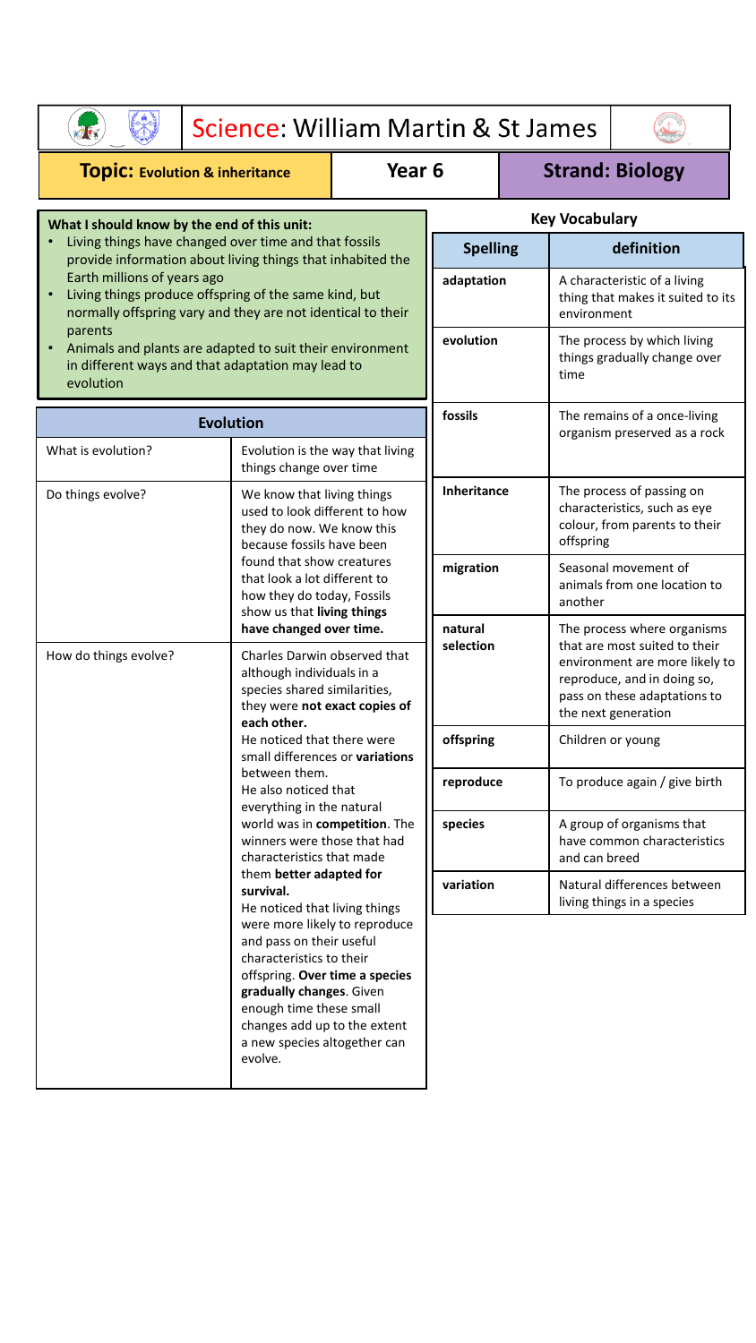# Science: William Martin & St James

**Topic: Evolution & inheritance** | **Year 6** | **Strand: Biology**

## What I should know by the end of this unit:

- Living things have changed over time and that fossils provide information about living things that inhabited the Earth millions of years ago
- Living things produce offspring of the same kind, but normally offspring vary and they are not identical to their parents
- Animals and plants are adapted to suit their environment in different ways and that adaptation may lead to evolution

## Evolution

| Evolution | |
|---|---|
| What is evolution? | Evolution is the way that living things change over time |
| Do things evolve? | We know that living things used to look different to how they do now. We know this because fossils have been found that show creatures that look a lot different to how they do today, Fossils show us that **living things have changed over time.** |
| How do things evolve? | Charles Darwin observed that although individuals in a species shared similarities, they were **not exact copies of each other.** He noticed that there were small differences or **variations** between them. He also noticed that everything in the natural world was in **competition**. The winners were those that had characteristics that made them **better adapted for survival.** He noticed that living things were more likely to reproduce and pass on their useful characteristics to their offspring. **Over time a species gradually changes**. Given enough time these small changes add up to the extent a new species altogether can evolve. |

## Key Vocabulary

| Spelling | definition |
|---|---|
| adaptation | A characteristic of a living thing that makes it suited to its environment |
| evolution | The process by which living things gradually change over time |
| fossils | The remains of a once-living organism preserved as a rock |
| Inheritance | The process of passing on characteristics, such as eye colour, from parents to their offspring |
| migration | Seasonal movement of animals from one location to another |
| natural selection | The process where organisms that are most suited to their environment are more likely to reproduce, and in doing so, pass on these adaptations to the next generation |
| offspring | Children or young |
| reproduce | To produce again / give birth |
| species | A group of organisms that have common characteristics and can breed |
| variation | Natural differences between living things in a species |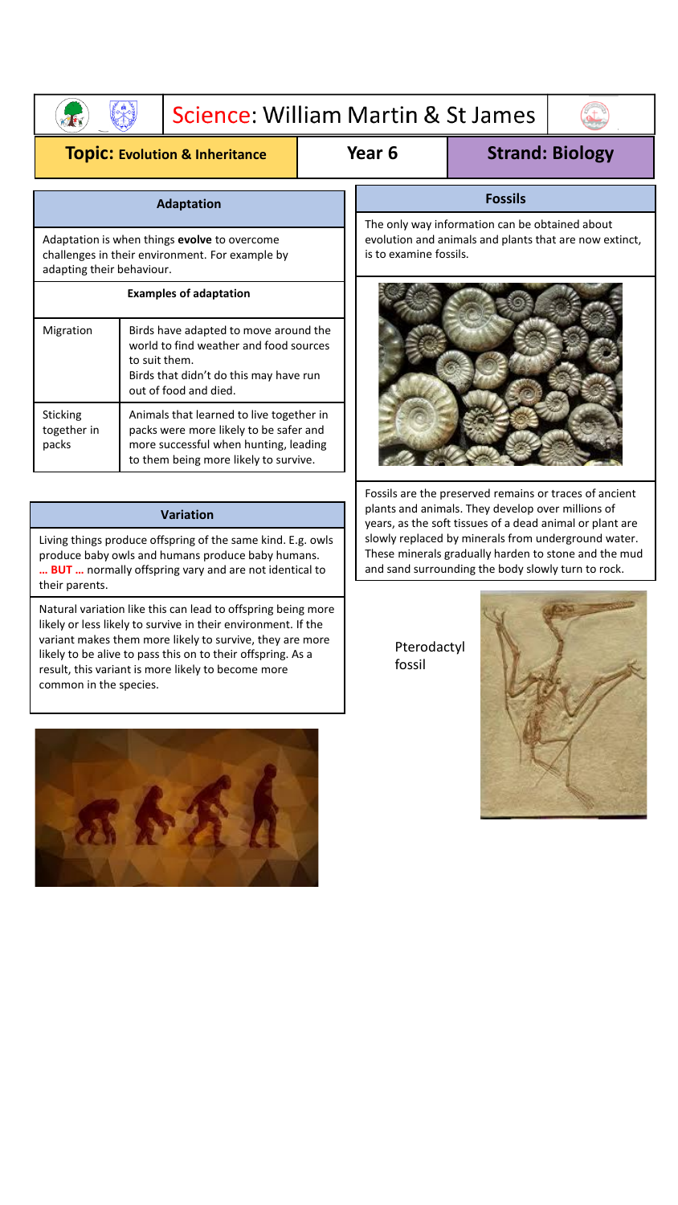# Science: William Martin & St James

**Topic: Evolution & Inheritance** | **Year 6** | **Strand: Biology**

## Adaptation

Adaptation is when things **evolve** to overcome challenges in their environment. For example by adapting their behaviour.

### Examples of adaptation

| | |
|---|---|
| Migration | Birds have adapted to move around the world to find weather and food sources to suit them. Birds that didn't do this may have run out of food and died. |
| Sticking together in packs | Animals that learned to live together in packs were more likely to be safer and more successful when hunting, leading to them being more likely to survive. |

## Variation

Living things produce offspring of the same kind. E.g. owls produce baby owls and humans produce baby humans. **… BUT …** normally offspring vary and are not identical to their parents.

Natural variation like this can lead to offspring being more likely or less likely to survive in their environment. If the variant makes them more likely to survive, they are more likely to be alive to pass this on to their offspring. As a result, this variant is more likely to become more common in the species.

## Fossils

The only way information can be obtained about evolution and animals and plants that are now extinct, is to examine fossils.

Fossils are the preserved remains or traces of ancient plants and animals. They develop over millions of years, as the soft tissues of a dead animal or plant are slowly replaced by minerals from underground water. These minerals gradually harden to stone and the mud and sand surrounding the body slowly turn to rock.

Pterodactyl fossil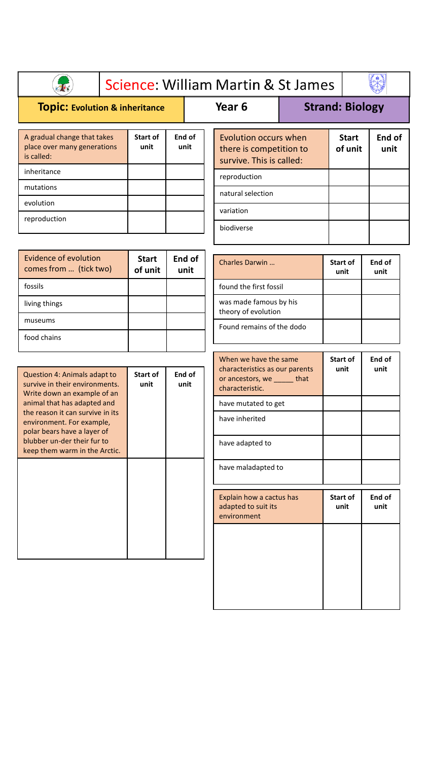# Science: William Martin & St James

**Topic: Evolution & inheritance** | **Year 6** | **Strand: Biology**

| A gradual change that takes place over many generations is called: | Start of unit | End of unit |
|---|---|---|
| inheritance | | |
| mutations | | |
| evolution | | |
| reproduction | | |

| Evolution occurs when there is competition to survive. This is called: | Start of unit | End of unit |
|---|---|---|
| reproduction | | |
| natural selection | | |
| variation | | |
| biodiverse | | |

| Evidence of evolution comes from … (tick two) | Start of unit | End of unit |
|---|---|---|
| fossils | | |
| living things | | |
| museums | | |
| food chains | | |

| Charles Darwin … | Start of unit | End of unit |
|---|---|---|
| found the first fossil | | |
| was made famous by his theory of evolution | | |
| Found remains of the dodo | | |

| Question 4: Animals adapt to survive in their environments. Write down an example of an animal that has adapted and the reason it can survive in its environment. For example, polar bears have a layer of blubber un-der their fur to keep them warm in the Arctic. | Start of unit | End of unit |
|---|---|---|
| | | |

| When we have the same characteristics as our parents or ancestors, we _____ that characteristic. | Start of unit | End of unit |
|---|---|---|
| have mutated to get | | |
| have inherited | | |
| have adapted to | | |
| have maladapted to | | |

| Explain how a cactus has adapted to suit its environment | Start of unit | End of unit |
|---|---|---|
| | | |